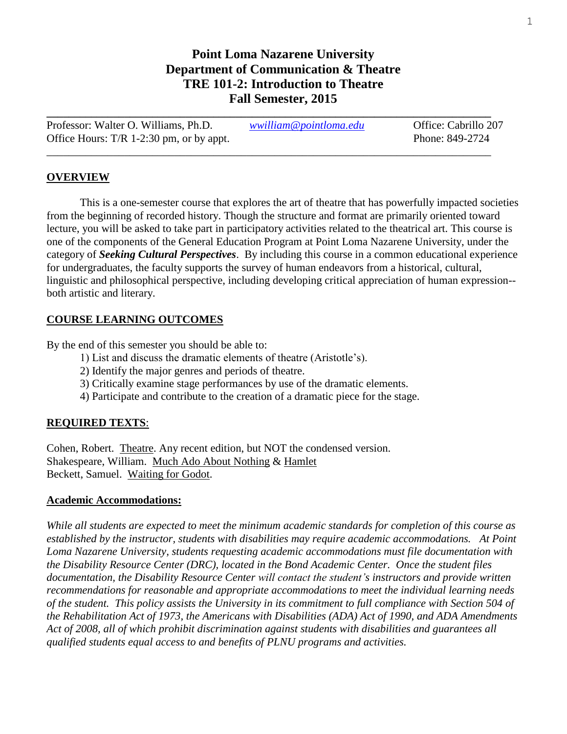# Point Loma Nazarene University
# Department of Communication & Theatre
# TRE 101-2: Introduction to Theatre
# Fall Semester, 2015

Professor: Walter O. Williams, Ph.D. *wwilliam@pointloma.edu* Office: Cabrillo 207
Office Hours: T/R 1-2:30 pm, or by appt. Phone: 849-2724

## OVERVIEW

This is a one-semester course that explores the art of theatre that has powerfully impacted societies from the beginning of recorded history. Though the structure and format are primarily oriented toward lecture, you will be asked to take part in participatory activities related to the theatrical art. This course is one of the components of the General Education Program at Point Loma Nazarene University, under the category of ***Seeking Cultural Perspectives***. By including this course in a common educational experience for undergraduates, the faculty supports the survey of human endeavors from a historical, cultural, linguistic and philosophical perspective, including developing critical appreciation of human expression--both artistic and literary.

## COURSE LEARNING OUTCOMES

By the end of this semester you should be able to:

1) List and discuss the dramatic elements of theatre (Aristotle's).
2) Identify the major genres and periods of theatre.
3) Critically examine stage performances by use of the dramatic elements.
4) Participate and contribute to the creation of a dramatic piece for the stage.

## REQUIRED TEXTS:

Cohen, Robert. Theatre. Any recent edition, but NOT the condensed version.
Shakespeare, William. Much Ado About Nothing & Hamlet
Beckett, Samuel. Waiting for Godot.

## Academic Accommodations:

*While all students are expected to meet the minimum academic standards for completion of this course as established by the instructor, students with disabilities may require academic accommodations. At Point Loma Nazarene University, students requesting academic accommodations must file documentation with the Disability Resource Center (DRC), located in the Bond Academic Center. Once the student files documentation, the Disability Resource Center will contact the student's instructors and provide written recommendations for reasonable and appropriate accommodations to meet the individual learning needs of the student. This policy assists the University in its commitment to full compliance with Section 504 of the Rehabilitation Act of 1973, the Americans with Disabilities (ADA) Act of 1990, and ADA Amendments Act of 2008, all of which prohibit discrimination against students with disabilities and guarantees all qualified students equal access to and benefits of PLNU programs and activities.*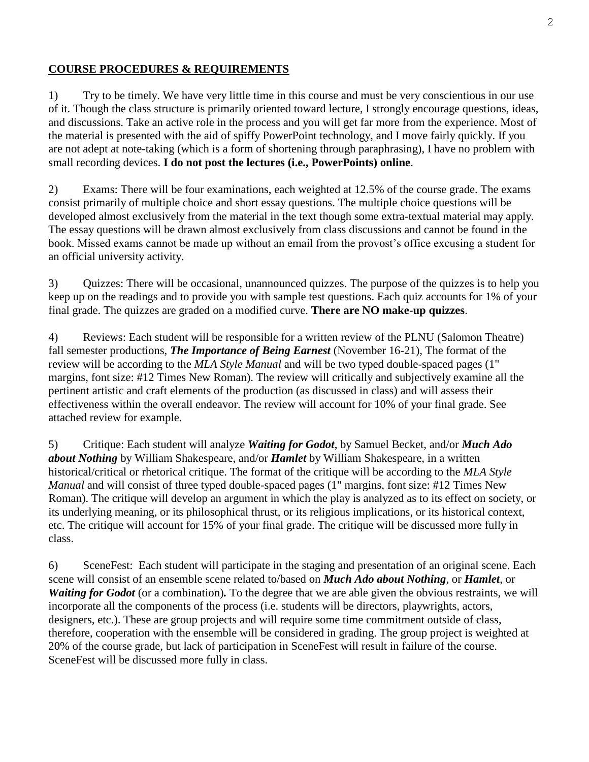## COURSE PROCEDURES & REQUIREMENTS

1) Try to be timely. We have very little time in this course and must be very conscientious in our use of it. Though the class structure is primarily oriented toward lecture, I strongly encourage questions, ideas, and discussions. Take an active role in the process and you will get far more from the experience. Most of the material is presented with the aid of spiffy PowerPoint technology, and I move fairly quickly. If you are not adept at note-taking (which is a form of shortening through paraphrasing), I have no problem with small recording devices. **I do not post the lectures (i.e., PowerPoints) online**.

2) Exams: There will be four examinations, each weighted at 12.5% of the course grade. The exams consist primarily of multiple choice and short essay questions. The multiple choice questions will be developed almost exclusively from the material in the text though some extra-textual material may apply. The essay questions will be drawn almost exclusively from class discussions and cannot be found in the book. Missed exams cannot be made up without an email from the provost's office excusing a student for an official university activity.

3) Quizzes: There will be occasional, unannounced quizzes. The purpose of the quizzes is to help you keep up on the readings and to provide you with sample test questions. Each quiz accounts for 1% of your final grade. The quizzes are graded on a modified curve. **There are NO make-up quizzes**.

4) Reviews: Each student will be responsible for a written review of the PLNU (Salomon Theatre) fall semester productions, ***The Importance of Being Earnest*** (November 16-21), The format of the review will be according to the *MLA Style Manual* and will be two typed double-spaced pages (1" margins, font size: #12 Times New Roman). The review will critically and subjectively examine all the pertinent artistic and craft elements of the production (as discussed in class) and will assess their effectiveness within the overall endeavor. The review will account for 10% of your final grade. See attached review for example.

5) Critique: Each student will analyze ***Waiting for Godot***, by Samuel Becket, and/or ***Much Ado about Nothing*** by William Shakespeare, and/or ***Hamlet*** by William Shakespeare, in a written historical/critical or rhetorical critique. The format of the critique will be according to the *MLA Style Manual* and will consist of three typed double-spaced pages (1" margins, font size: #12 Times New Roman). The critique will develop an argument in which the play is analyzed as to its effect on society, or its underlying meaning, or its philosophical thrust, or its religious implications, or its historical context, etc. The critique will account for 15% of your final grade. The critique will be discussed more fully in class.

6) SceneFest: Each student will participate in the staging and presentation of an original scene. Each scene will consist of an ensemble scene related to/based on ***Much Ado about Nothing***, or ***Hamlet***, or ***Waiting for Godot*** (or a combination)**.** To the degree that we are able given the obvious restraints, we will incorporate all the components of the process (i.e. students will be directors, playwrights, actors, designers, etc.). These are group projects and will require some time commitment outside of class, therefore, cooperation with the ensemble will be considered in grading. The group project is weighted at 20% of the course grade, but lack of participation in SceneFest will result in failure of the course. SceneFest will be discussed more fully in class.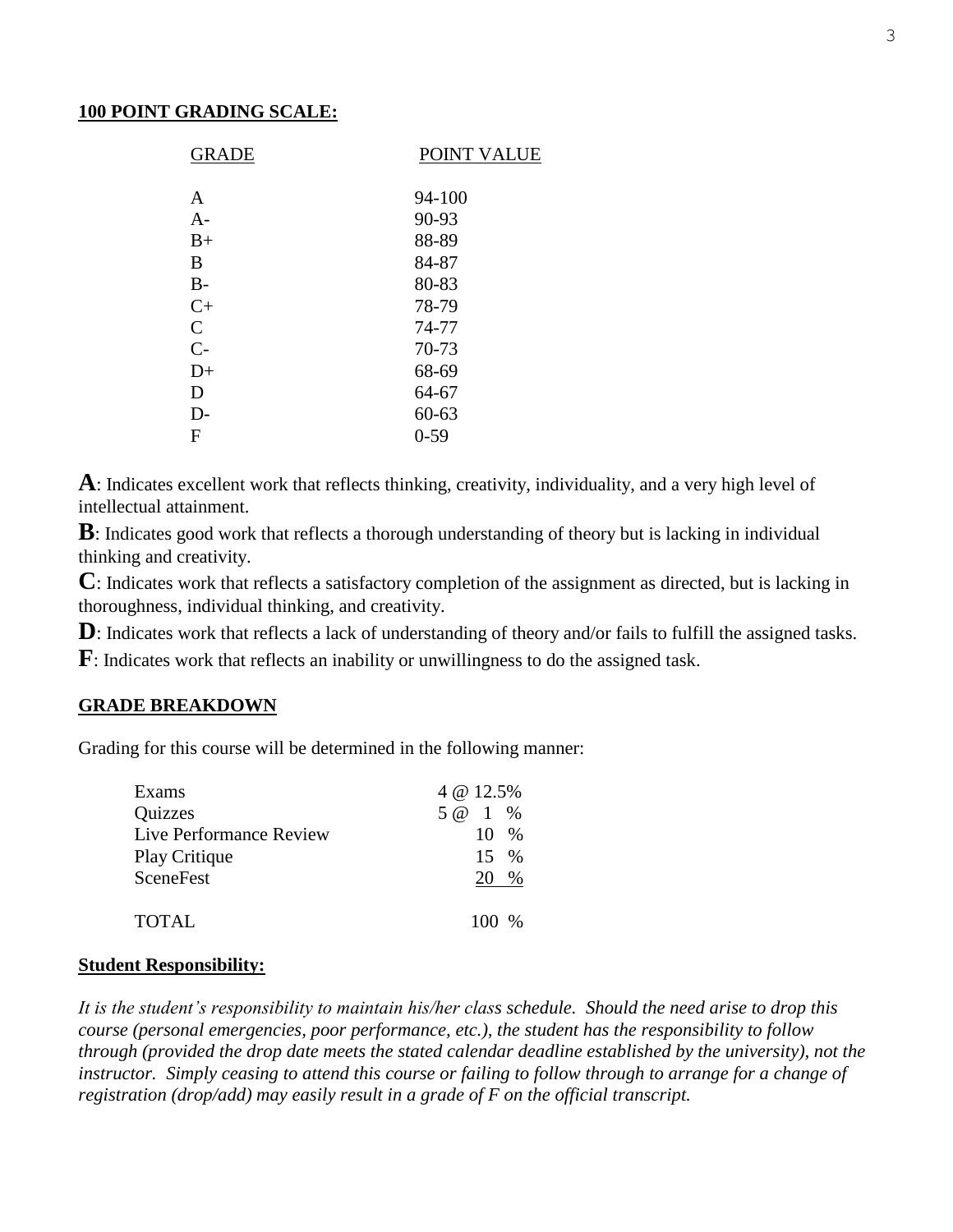## 100 POINT GRADING SCALE:

| GRADE | POINT VALUE |
|---|---|
| A | 94-100 |
| A- | 90-93 |
| B+ | 88-89 |
| B | 84-87 |
| B- | 80-83 |
| C+ | 78-79 |
| C | 74-77 |
| C- | 70-73 |
| D+ | 68-69 |
| D | 64-67 |
| D- | 60-63 |
| F | 0-59 |

**A**: Indicates excellent work that reflects thinking, creativity, individuality, and a very high level of intellectual attainment.

**B**: Indicates good work that reflects a thorough understanding of theory but is lacking in individual thinking and creativity.

**C**: Indicates work that reflects a satisfactory completion of the assignment as directed, but is lacking in thoroughness, individual thinking, and creativity.

**D**: Indicates work that reflects a lack of understanding of theory and/or fails to fulfill the assigned tasks.

**F**: Indicates work that reflects an inability or unwillingness to do the assigned task.

## GRADE BREAKDOWN

Grading for this course will be determined in the following manner:

| | |
|---|---|
| Exams | 4 @ 12.5% |
| Quizzes | 5 @ 1 % |
| Live Performance Review | 10 % |
| Play Critique | 15 % |
| SceneFest | 20 % |
| TOTAL | 100 % |

## Student Responsibility:

*It is the student's responsibility to maintain his/her class schedule. Should the need arise to drop this course (personal emergencies, poor performance, etc.), the student has the responsibility to follow through (provided the drop date meets the stated calendar deadline established by the university), not the instructor. Simply ceasing to attend this course or failing to follow through to arrange for a change of registration (drop/add) may easily result in a grade of F on the official transcript.*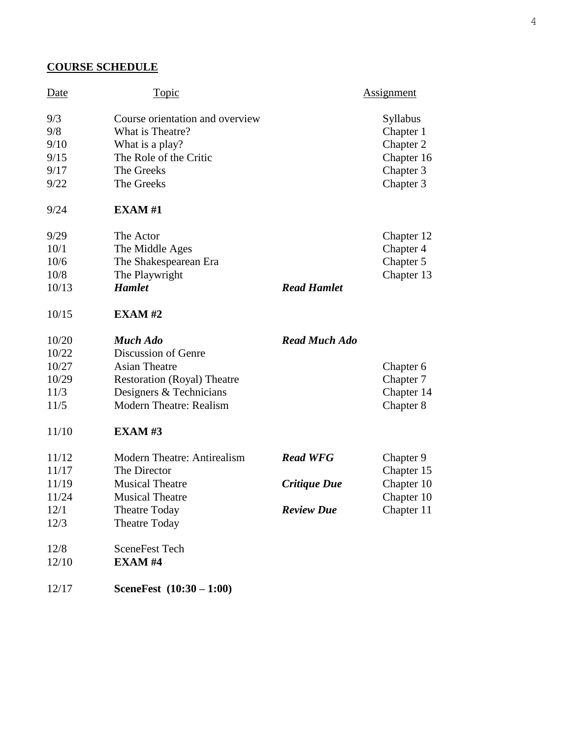## COURSE SCHEDULE

| Date | Topic | | Assignment |
|---|---|---|---|
| 9/3 | Course orientation and overview | | Syllabus |
| 9/8 | What is Theatre? | | Chapter 1 |
| 9/10 | What is a play? | | Chapter 2 |
| 9/15 | The Role of the Critic | | Chapter 16 |
| 9/17 | The Greeks | | Chapter 3 |
| 9/22 | The Greeks | | Chapter 3 |
| 9/24 | **EXAM #1** | | |
| 9/29 | The Actor | | Chapter 12 |
| 10/1 | The Middle Ages | | Chapter 4 |
| 10/6 | The Shakespearean Era | | Chapter 5 |
| 10/8 | The Playwright | | Chapter 13 |
| 10/13 | ***Hamlet*** | ***Read Hamlet*** | |
| 10/15 | **EXAM #2** | | |
| 10/20 | ***Much Ado*** | ***Read Much Ado*** | |
| 10/22 | Discussion of Genre | | |
| 10/27 | Asian Theatre | | Chapter 6 |
| 10/29 | Restoration (Royal) Theatre | | Chapter 7 |
| 11/3 | Designers & Technicians | | Chapter 14 |
| 11/5 | Modern Theatre: Realism | | Chapter 8 |
| 11/10 | **EXAM #3** | | |
| 11/12 | Modern Theatre: Antirealism | ***Read WFG*** | Chapter 9 |
| 11/17 | The Director | | Chapter 15 |
| 11/19 | Musical Theatre | ***Critique Due*** | Chapter 10 |
| 11/24 | Musical Theatre | | Chapter 10 |
| 12/1 | Theatre Today | ***Review Due*** | Chapter 11 |
| 12/3 | Theatre Today | | |
| 12/8 | SceneFest Tech | | |
| 12/10 | **EXAM #4** | | |
| 12/17 | **SceneFest (10:30 – 1:00)** | | |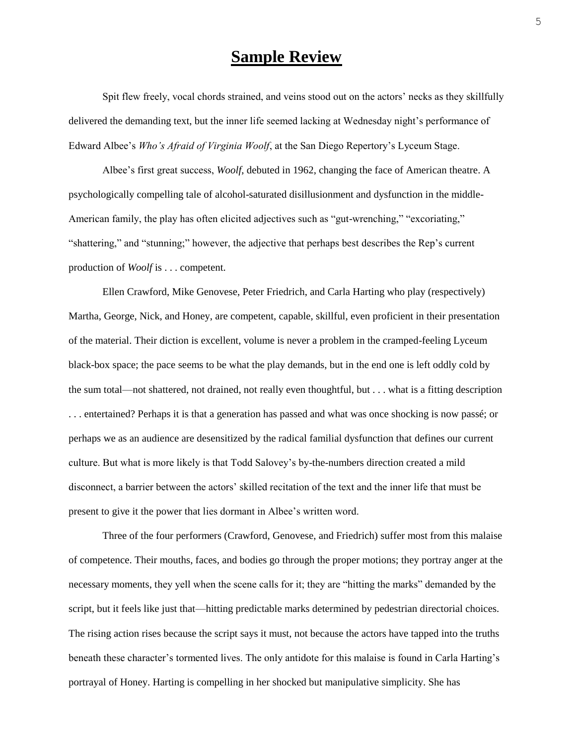# Sample Review

Spit flew freely, vocal chords strained, and veins stood out on the actors' necks as they skillfully delivered the demanding text, but the inner life seemed lacking at Wednesday night's performance of Edward Albee's *Who's Afraid of Virginia Woolf*, at the San Diego Repertory's Lyceum Stage.

Albee's first great success, *Woolf*, debuted in 1962, changing the face of American theatre. A psychologically compelling tale of alcohol-saturated disillusionment and dysfunction in the middle-American family, the play has often elicited adjectives such as "gut-wrenching," "excoriating," "shattering," and "stunning;" however, the adjective that perhaps best describes the Rep's current production of *Woolf* is . . . competent.

Ellen Crawford, Mike Genovese, Peter Friedrich, and Carla Harting who play (respectively) Martha, George, Nick, and Honey, are competent, capable, skillful, even proficient in their presentation of the material. Their diction is excellent, volume is never a problem in the cramped-feeling Lyceum black-box space; the pace seems to be what the play demands, but in the end one is left oddly cold by the sum total—not shattered, not drained, not really even thoughtful, but . . . what is a fitting description . . . entertained? Perhaps it is that a generation has passed and what was once shocking is now passé; or perhaps we as an audience are desensitized by the radical familial dysfunction that defines our current culture. But what is more likely is that Todd Salovey's by-the-numbers direction created a mild disconnect, a barrier between the actors' skilled recitation of the text and the inner life that must be present to give it the power that lies dormant in Albee's written word.

Three of the four performers (Crawford, Genovese, and Friedrich) suffer most from this malaise of competence. Their mouths, faces, and bodies go through the proper motions; they portray anger at the necessary moments, they yell when the scene calls for it; they are "hitting the marks" demanded by the script, but it feels like just that—hitting predictable marks determined by pedestrian directorial choices. The rising action rises because the script says it must, not because the actors have tapped into the truths beneath these character's tormented lives. The only antidote for this malaise is found in Carla Harting's portrayal of Honey. Harting is compelling in her shocked but manipulative simplicity. She has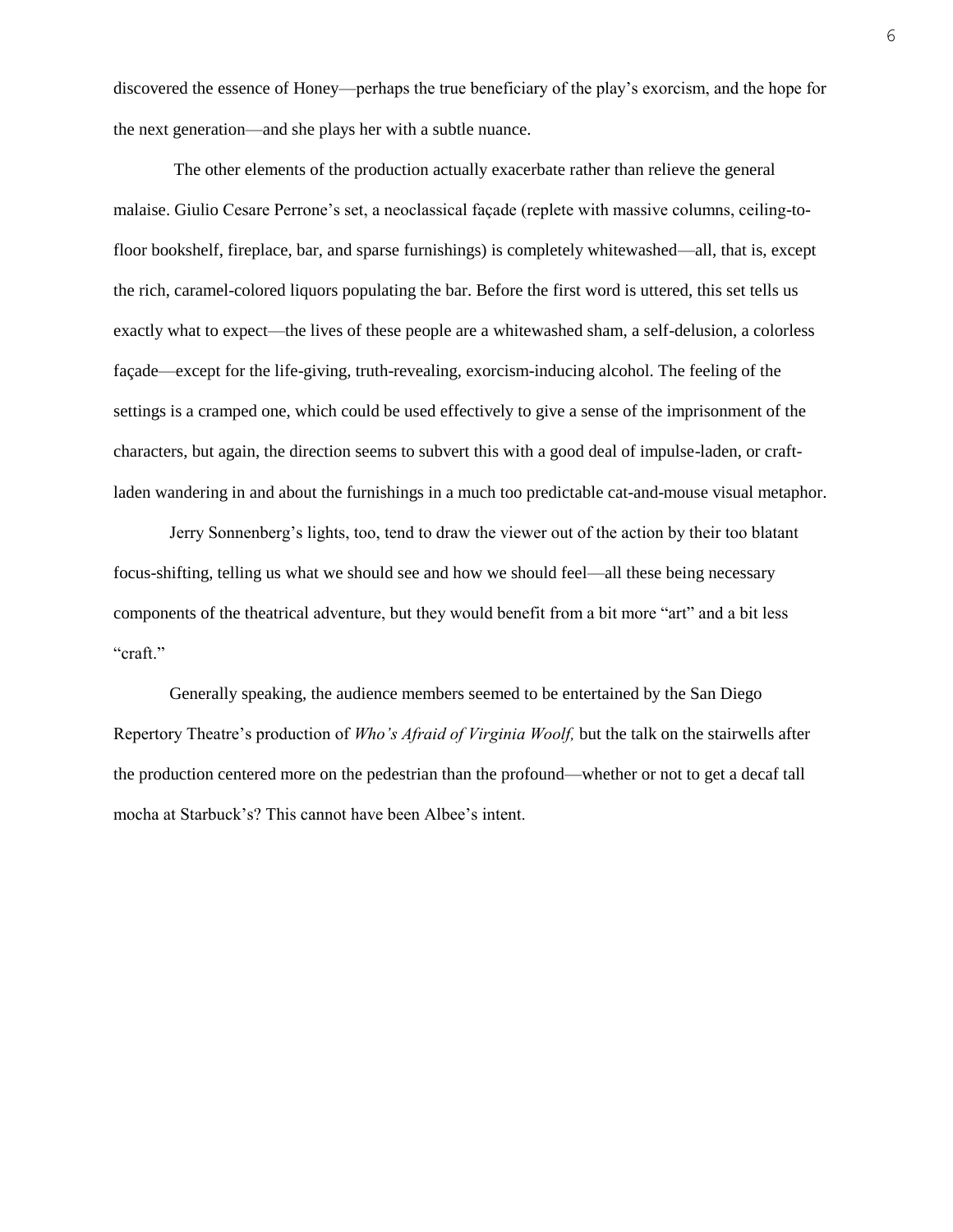discovered the essence of Honey—perhaps the true beneficiary of the play's exorcism, and the hope for the next generation—and she plays her with a subtle nuance.

The other elements of the production actually exacerbate rather than relieve the general malaise. Giulio Cesare Perrone's set, a neoclassical façade (replete with massive columns, ceiling-to-floor bookshelf, fireplace, bar, and sparse furnishings) is completely whitewashed—all, that is, except the rich, caramel-colored liquors populating the bar. Before the first word is uttered, this set tells us exactly what to expect—the lives of these people are a whitewashed sham, a self-delusion, a colorless façade—except for the life-giving, truth-revealing, exorcism-inducing alcohol. The feeling of the settings is a cramped one, which could be used effectively to give a sense of the imprisonment of the characters, but again, the direction seems to subvert this with a good deal of impulse-laden, or craft-laden wandering in and about the furnishings in a much too predictable cat-and-mouse visual metaphor.

Jerry Sonnenberg's lights, too, tend to draw the viewer out of the action by their too blatant focus-shifting, telling us what we should see and how we should feel—all these being necessary components of the theatrical adventure, but they would benefit from a bit more "art" and a bit less "craft."

Generally speaking, the audience members seemed to be entertained by the San Diego Repertory Theatre's production of *Who's Afraid of Virginia Woolf,* but the talk on the stairwells after the production centered more on the pedestrian than the profound—whether or not to get a decaf tall mocha at Starbuck's? This cannot have been Albee's intent.